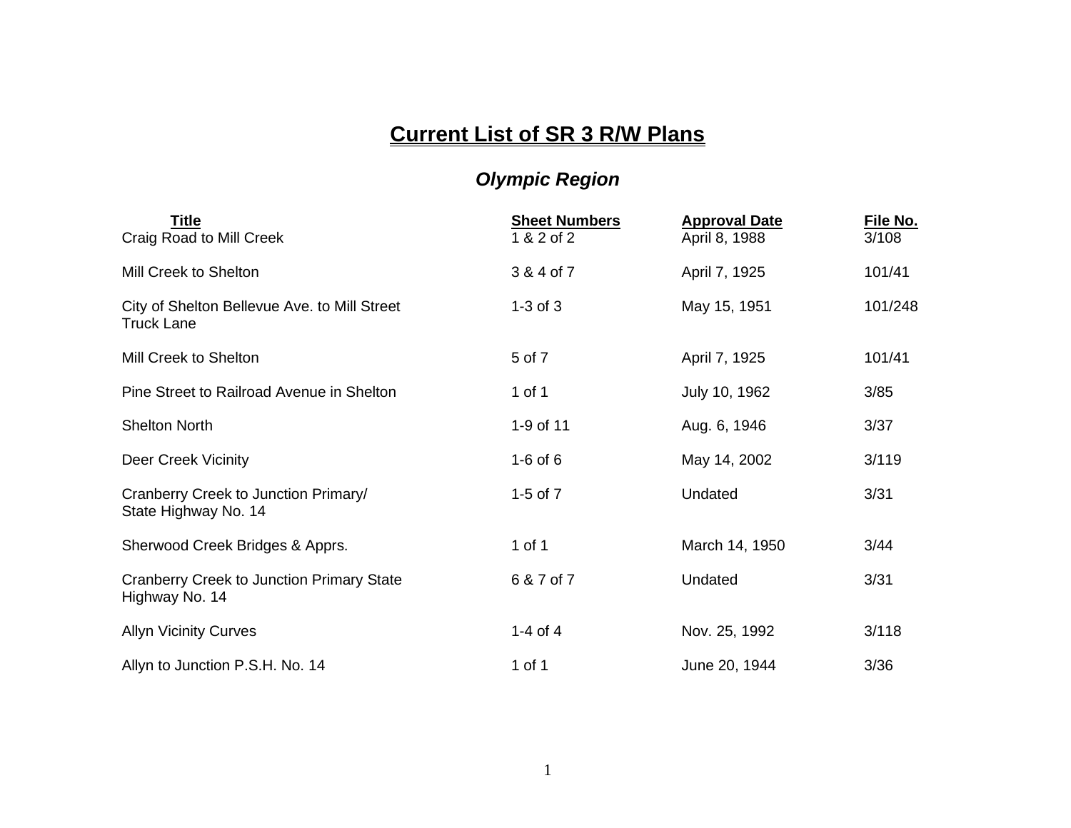# Current List of SR 3 R/W Plans

## *Olympic Region*

| Title | Sheet Numbers | Approval Date | File No. |
|---|---|---|---|
| Craig Road to Mill Creek | 1 & 2 of 2 | April 8, 1988 | 3/108 |
| Mill Creek to Shelton | 3 & 4 of 7 | April 7, 1925 | 101/41 |
| City of Shelton Bellevue Ave. to Mill Street Truck Lane | 1-3 of 3 | May 15, 1951 | 101/248 |
| Mill Creek to Shelton | 5 of 7 | April 7, 1925 | 101/41 |
| Pine Street to Railroad Avenue in Shelton | 1 of 1 | July 10, 1962 | 3/85 |
| Shelton North | 1-9 of 11 | Aug. 6, 1946 | 3/37 |
| Deer Creek Vicinity | 1-6 of 6 | May 14, 2002 | 3/119 |
| Cranberry Creek to Junction Primary/ State Highway No. 14 | 1-5 of 7 | Undated | 3/31 |
| Sherwood Creek Bridges & Apprs. | 1 of 1 | March 14, 1950 | 3/44 |
| Cranberry Creek to Junction Primary State Highway No. 14 | 6 & 7 of 7 | Undated | 3/31 |
| Allyn Vicinity Curves | 1-4 of 4 | Nov. 25, 1992 | 3/118 |
| Allyn to Junction P.S.H. No. 14 | 1 of 1 | June 20, 1944 | 3/36 |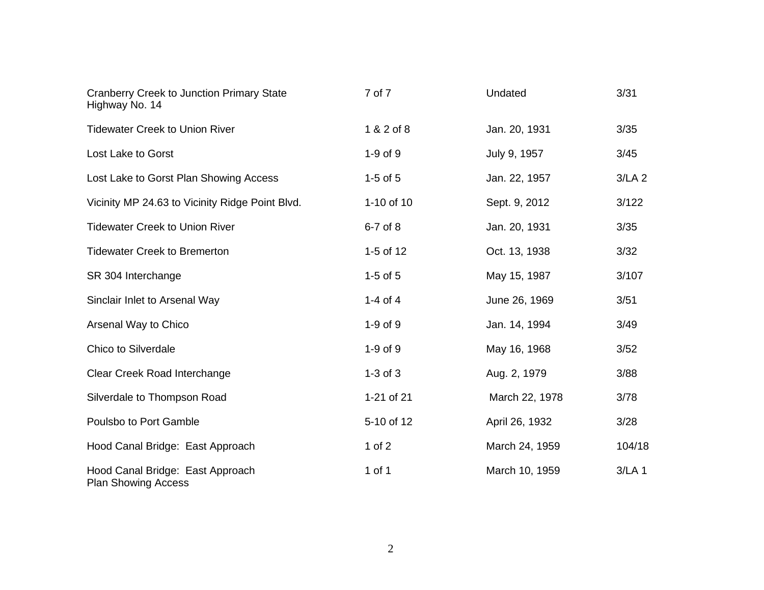| | | | |
|---|---|---|---|
| Cranberry Creek to Junction Primary State Highway No. 14 | 7 of 7 | Undated | 3/31 |
| Tidewater Creek to Union River | 1 & 2 of 8 | Jan. 20, 1931 | 3/35 |
| Lost Lake to Gorst | 1-9 of 9 | July 9, 1957 | 3/45 |
| Lost Lake to Gorst Plan Showing Access | 1-5 of 5 | Jan. 22, 1957 | 3/LA 2 |
| Vicinity MP 24.63 to Vicinity Ridge Point Blvd. | 1-10 of 10 | Sept. 9, 2012 | 3/122 |
| Tidewater Creek to Union River | 6-7 of 8 | Jan. 20, 1931 | 3/35 |
| Tidewater Creek to Bremerton | 1-5 of 12 | Oct. 13, 1938 | 3/32 |
| SR 304 Interchange | 1-5 of 5 | May 15, 1987 | 3/107 |
| Sinclair Inlet to Arsenal Way | 1-4 of 4 | June 26, 1969 | 3/51 |
| Arsenal Way to Chico | 1-9 of 9 | Jan. 14, 1994 | 3/49 |
| Chico to Silverdale | 1-9 of 9 | May 16, 1968 | 3/52 |
| Clear Creek Road Interchange | 1-3 of 3 | Aug. 2, 1979 | 3/88 |
| Silverdale to Thompson Road | 1-21 of 21 | March 22, 1978 | 3/78 |
| Poulsbo to Port Gamble | 5-10 of 12 | April 26, 1932 | 3/28 |
| Hood Canal Bridge: East Approach | 1 of 2 | March 24, 1959 | 104/18 |
| Hood Canal Bridge: East Approach Plan Showing Access | 1 of 1 | March 10, 1959 | 3/LA 1 |